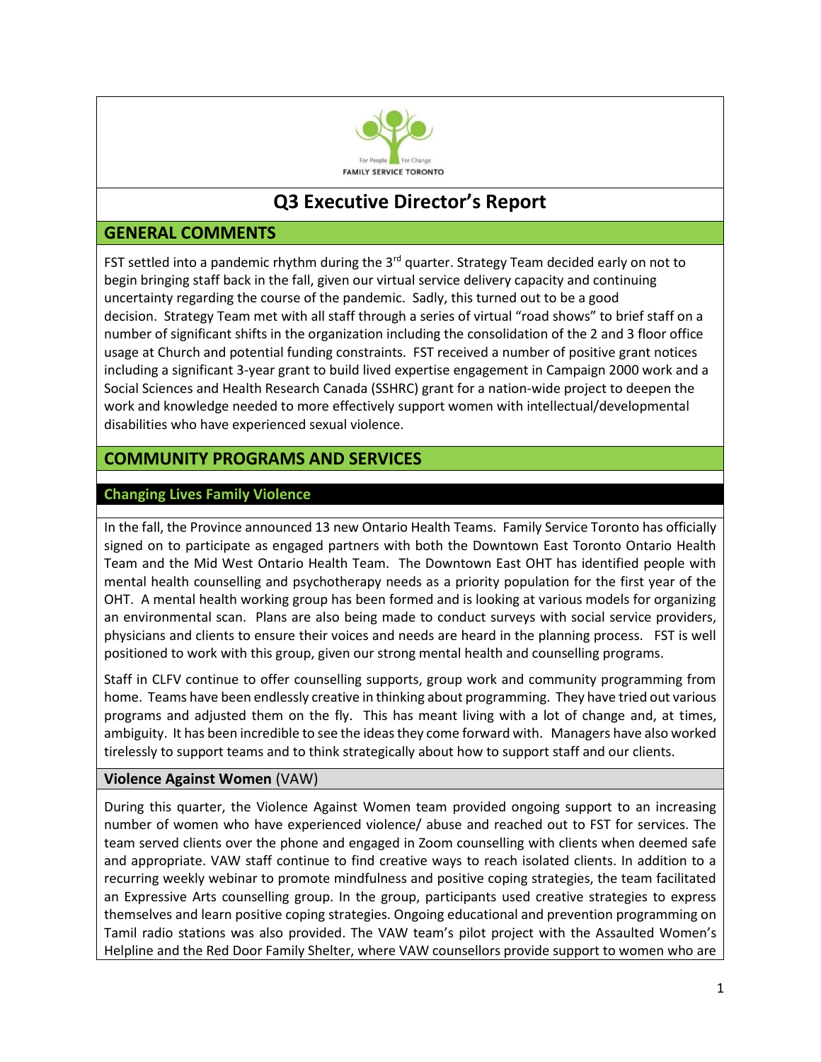For People | For Change
FAMILY SERVICE TORONTO

# Q3 Executive Director's Report

## GENERAL COMMENTS

FST settled into a pandemic rhythm during the 3rd quarter. Strategy Team decided early on not to begin bringing staff back in the fall, given our virtual service delivery capacity and continuing uncertainty regarding the course of the pandemic. Sadly, this turned out to be a good decision. Strategy Team met with all staff through a series of virtual "road shows" to brief staff on a number of significant shifts in the organization including the consolidation of the 2 and 3 floor office usage at Church and potential funding constraints. FST received a number of positive grant notices including a significant 3-year grant to build lived expertise engagement in Campaign 2000 work and a Social Sciences and Health Research Canada (SSHRC) grant for a nation-wide project to deepen the work and knowledge needed to more effectively support women with intellectual/developmental disabilities who have experienced sexual violence.

## COMMUNITY PROGRAMS AND SERVICES

### Changing Lives Family Violence

In the fall, the Province announced 13 new Ontario Health Teams. Family Service Toronto has officially signed on to participate as engaged partners with both the Downtown East Toronto Ontario Health Team and the Mid West Ontario Health Team. The Downtown East OHT has identified people with mental health counselling and psychotherapy needs as a priority population for the first year of the OHT. A mental health working group has been formed and is looking at various models for organizing an environmental scan. Plans are also being made to conduct surveys with social service providers, physicians and clients to ensure their voices and needs are heard in the planning process. FST is well positioned to work with this group, given our strong mental health and counselling programs.

Staff in CLFV continue to offer counselling supports, group work and community programming from home. Teams have been endlessly creative in thinking about programming. They have tried out various programs and adjusted them on the fly. This has meant living with a lot of change and, at times, ambiguity. It has been incredible to see the ideas they come forward with. Managers have also worked tirelessly to support teams and to think strategically about how to support staff and our clients.

#### **Violence Against Women** (VAW)

During this quarter, the Violence Against Women team provided ongoing support to an increasing number of women who have experienced violence/ abuse and reached out to FST for services. The team served clients over the phone and engaged in Zoom counselling with clients when deemed safe and appropriate. VAW staff continue to find creative ways to reach isolated clients. In addition to a recurring weekly webinar to promote mindfulness and positive coping strategies, the team facilitated an Expressive Arts counselling group. In the group, participants used creative strategies to express themselves and learn positive coping strategies. Ongoing educational and prevention programming on Tamil radio stations was also provided. The VAW team's pilot project with the Assaulted Women's Helpline and the Red Door Family Shelter, where VAW counsellors provide support to women who are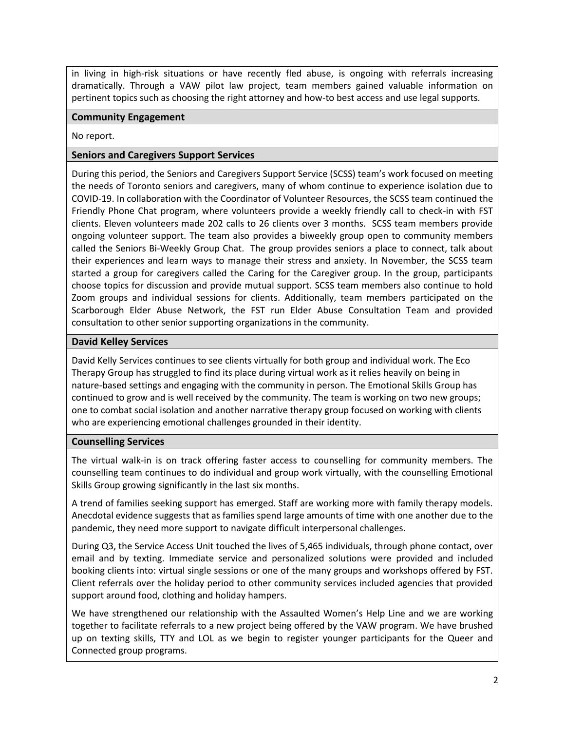in living in high-risk situations or have recently fled abuse, is ongoing with referrals increasing dramatically. Through a VAW pilot law project, team members gained valuable information on pertinent topics such as choosing the right attorney and how-to best access and use legal supports.

**Community Engagement**

No report.

**Seniors and Caregivers Support Services**

During this period, the Seniors and Caregivers Support Service (SCSS) team's work focused on meeting the needs of Toronto seniors and caregivers, many of whom continue to experience isolation due to COVID-19. In collaboration with the Coordinator of Volunteer Resources, the SCSS team continued the Friendly Phone Chat program, where volunteers provide a weekly friendly call to check-in with FST clients. Eleven volunteers made 202 calls to 26 clients over 3 months. SCSS team members provide ongoing volunteer support. The team also provides a biweekly group open to community members called the Seniors Bi-Weekly Group Chat. The group provides seniors a place to connect, talk about their experiences and learn ways to manage their stress and anxiety. In November, the SCSS team started a group for caregivers called the Caring for the Caregiver group. In the group, participants choose topics for discussion and provide mutual support. SCSS team members also continue to hold Zoom groups and individual sessions for clients. Additionally, team members participated on the Scarborough Elder Abuse Network, the FST run Elder Abuse Consultation Team and provided consultation to other senior supporting organizations in the community.

**David Kelley Services**

David Kelly Services continues to see clients virtually for both group and individual work. The Eco Therapy Group has struggled to find its place during virtual work as it relies heavily on being in nature-based settings and engaging with the community in person. The Emotional Skills Group has continued to grow and is well received by the community. The team is working on two new groups; one to combat social isolation and another narrative therapy group focused on working with clients who are experiencing emotional challenges grounded in their identity.

**Counselling Services**

The virtual walk-in is on track offering faster access to counselling for community members. The counselling team continues to do individual and group work virtually, with the counselling Emotional Skills Group growing significantly in the last six months.

A trend of families seeking support has emerged. Staff are working more with family therapy models. Anecdotal evidence suggests that as families spend large amounts of time with one another due to the pandemic, they need more support to navigate difficult interpersonal challenges.

During Q3, the Service Access Unit touched the lives of 5,465 individuals, through phone contact, over email and by texting. Immediate service and personalized solutions were provided and included booking clients into: virtual single sessions or one of the many groups and workshops offered by FST. Client referrals over the holiday period to other community services included agencies that provided support around food, clothing and holiday hampers.

We have strengthened our relationship with the Assaulted Women's Help Line and we are working together to facilitate referrals to a new project being offered by the VAW program. We have brushed up on texting skills, TTY and LOL as we begin to register younger participants for the Queer and Connected group programs.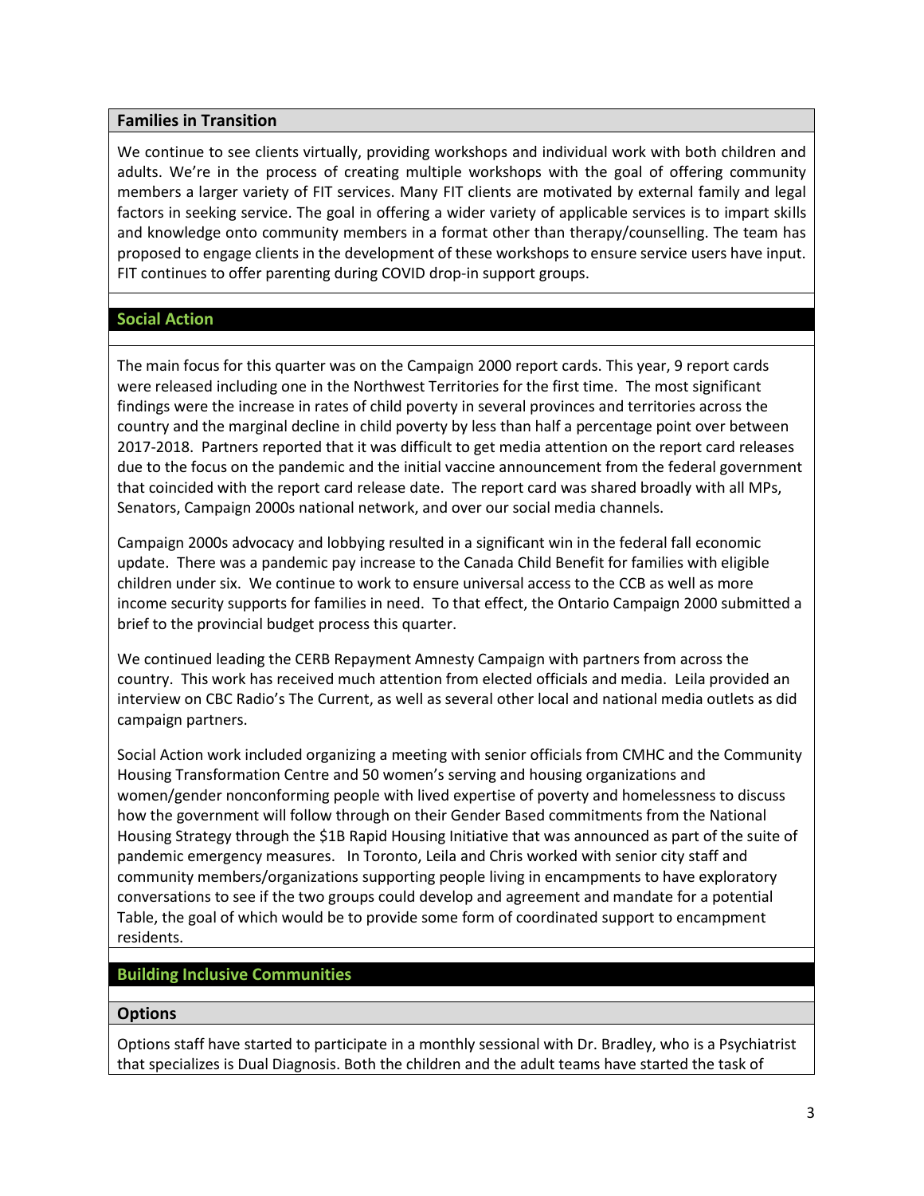### Families in Transition

We continue to see clients virtually, providing workshops and individual work with both children and adults. We're in the process of creating multiple workshops with the goal of offering community members a larger variety of FIT services. Many FIT clients are motivated by external family and legal factors in seeking service. The goal in offering a wider variety of applicable services is to impart skills and knowledge onto community members in a format other than therapy/counselling. The team has proposed to engage clients in the development of these workshops to ensure service users have input. FIT continues to offer parenting during COVID drop-in support groups.

## Social Action

The main focus for this quarter was on the Campaign 2000 report cards. This year, 9 report cards were released including one in the Northwest Territories for the first time. The most significant findings were the increase in rates of child poverty in several provinces and territories across the country and the marginal decline in child poverty by less than half a percentage point over between 2017-2018. Partners reported that it was difficult to get media attention on the report card releases due to the focus on the pandemic and the initial vaccine announcement from the federal government that coincided with the report card release date. The report card was shared broadly with all MPs, Senators, Campaign 2000s national network, and over our social media channels.

Campaign 2000s advocacy and lobbying resulted in a significant win in the federal fall economic update. There was a pandemic pay increase to the Canada Child Benefit for families with eligible children under six. We continue to work to ensure universal access to the CCB as well as more income security supports for families in need. To that effect, the Ontario Campaign 2000 submitted a brief to the provincial budget process this quarter.

We continued leading the CERB Repayment Amnesty Campaign with partners from across the country. This work has received much attention from elected officials and media. Leila provided an interview on CBC Radio's The Current, as well as several other local and national media outlets as did campaign partners.

Social Action work included organizing a meeting with senior officials from CMHC and the Community Housing Transformation Centre and 50 women's serving and housing organizations and women/gender nonconforming people with lived expertise of poverty and homelessness to discuss how the government will follow through on their Gender Based commitments from the National Housing Strategy through the $1B Rapid Housing Initiative that was announced as part of the suite of pandemic emergency measures. In Toronto, Leila and Chris worked with senior city staff and community members/organizations supporting people living in encampments to have exploratory conversations to see if the two groups could develop and agreement and mandate for a potential Table, the goal of which would be to provide some form of coordinated support to encampment residents.

## Building Inclusive Communities

### Options

Options staff have started to participate in a monthly sessional with Dr. Bradley, who is a Psychiatrist that specializes is Dual Diagnosis. Both the children and the adult teams have started the task of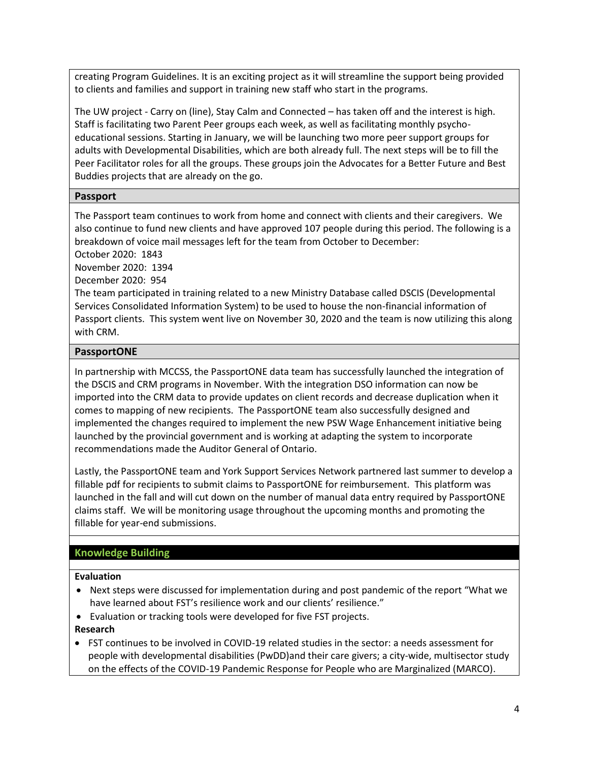creating Program Guidelines. It is an exciting project as it will streamline the support being provided to clients and families and support in training new staff who start in the programs.

The UW project - Carry on (line), Stay Calm and Connected – has taken off and the interest is high. Staff is facilitating two Parent Peer groups each week, as well as facilitating monthly psycho-educational sessions. Starting in January, we will be launching two more peer support groups for adults with Developmental Disabilities, which are both already full. The next steps will be to fill the Peer Facilitator roles for all the groups. These groups join the Advocates for a Better Future and Best Buddies projects that are already on the go.

### Passport

The Passport team continues to work from home and connect with clients and their caregivers. We also continue to fund new clients and have approved 107 people during this period. The following is a breakdown of voice mail messages left for the team from October to December:

October 2020: 1843
November 2020: 1394
December 2020: 954

The team participated in training related to a new Ministry Database called DSCIS (Developmental Services Consolidated Information System) to be used to house the non-financial information of Passport clients. This system went live on November 30, 2020 and the team is now utilizing this along with CRM.

### PassportONE

In partnership with MCCSS, the PassportONE data team has successfully launched the integration of the DSCIS and CRM programs in November. With the integration DSO information can now be imported into the CRM data to provide updates on client records and decrease duplication when it comes to mapping of new recipients. The PassportONE team also successfully designed and implemented the changes required to implement the new PSW Wage Enhancement initiative being launched by the provincial government and is working at adapting the system to incorporate recommendations made the Auditor General of Ontario.

Lastly, the PassportONE team and York Support Services Network partnered last summer to develop a fillable pdf for recipients to submit claims to PassportONE for reimbursement. This platform was launched in the fall and will cut down on the number of manual data entry required by PassportONE claims staff. We will be monitoring usage throughout the upcoming months and promoting the fillable for year-end submissions.

## Knowledge Building

**Evaluation**

- Next steps were discussed for implementation during and post pandemic of the report "What we have learned about FST's resilience work and our clients' resilience."
- Evaluation or tracking tools were developed for five FST projects.

**Research**

- FST continues to be involved in COVID-19 related studies in the sector: a needs assessment for people with developmental disabilities (PwDD)and their care givers; a city-wide, multisector study on the effects of the COVID-19 Pandemic Response for People who are Marginalized (MARCO).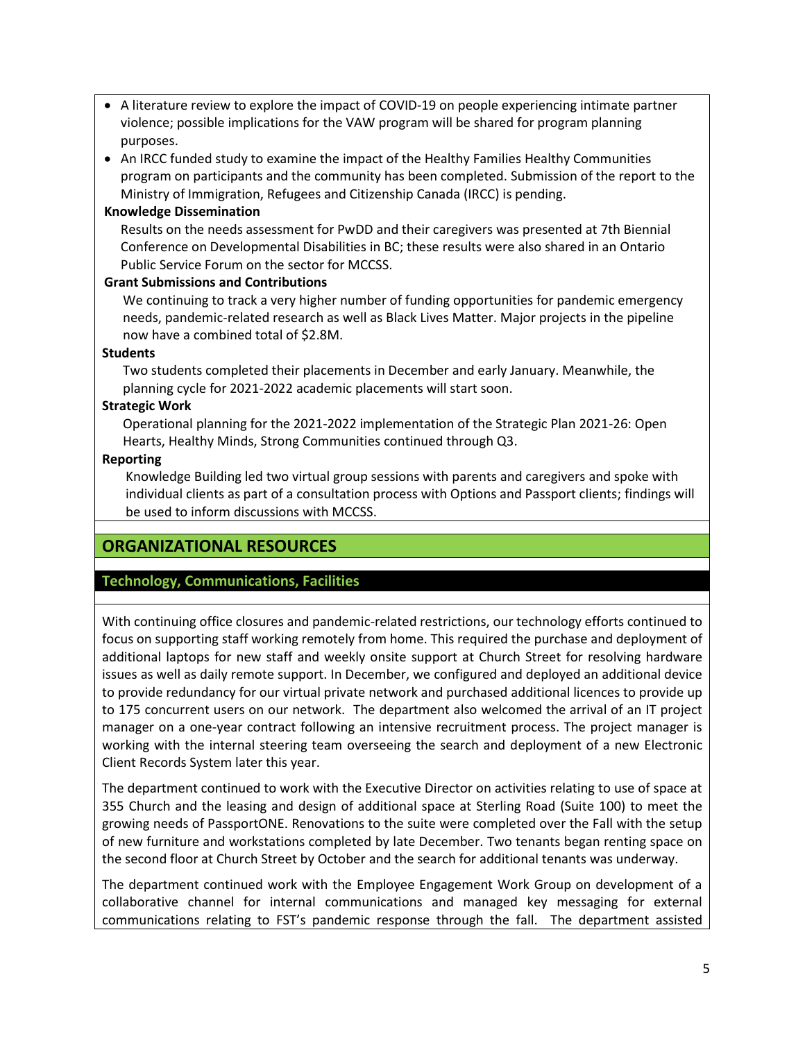- A literature review to explore the impact of COVID-19 on people experiencing intimate partner violence; possible implications for the VAW program will be shared for program planning purposes.
- An IRCC funded study to examine the impact of the Healthy Families Healthy Communities program on participants and the community has been completed. Submission of the report to the Ministry of Immigration, Refugees and Citizenship Canada (IRCC) is pending.

**Knowledge Dissemination**

Results on the needs assessment for PwDD and their caregivers was presented at 7th Biennial Conference on Developmental Disabilities in BC; these results were also shared in an Ontario Public Service Forum on the sector for MCCSS.

**Grant Submissions and Contributions**

We continuing to track a very higher number of funding opportunities for pandemic emergency needs, pandemic-related research as well as Black Lives Matter. Major projects in the pipeline now have a combined total of $2.8M.

**Students**

Two students completed their placements in December and early January. Meanwhile, the planning cycle for 2021-2022 academic placements will start soon.

**Strategic Work**

Operational planning for the 2021-2022 implementation of the Strategic Plan 2021-26: Open Hearts, Healthy Minds, Strong Communities continued through Q3.

**Reporting**

Knowledge Building led two virtual group sessions with parents and caregivers and spoke with individual clients as part of a consultation process with Options and Passport clients; findings will be used to inform discussions with MCCSS.

## ORGANIZATIONAL RESOURCES

### Technology, Communications, Facilities

With continuing office closures and pandemic-related restrictions, our technology efforts continued to focus on supporting staff working remotely from home. This required the purchase and deployment of additional laptops for new staff and weekly onsite support at Church Street for resolving hardware issues as well as daily remote support. In December, we configured and deployed an additional device to provide redundancy for our virtual private network and purchased additional licences to provide up to 175 concurrent users on our network. The department also welcomed the arrival of an IT project manager on a one-year contract following an intensive recruitment process. The project manager is working with the internal steering team overseeing the search and deployment of a new Electronic Client Records System later this year.

The department continued to work with the Executive Director on activities relating to use of space at 355 Church and the leasing and design of additional space at Sterling Road (Suite 100) to meet the growing needs of PassportONE. Renovations to the suite were completed over the Fall with the setup of new furniture and workstations completed by late December. Two tenants began renting space on the second floor at Church Street by October and the search for additional tenants was underway.

The department continued work with the Employee Engagement Work Group on development of a collaborative channel for internal communications and managed key messaging for external communications relating to FST's pandemic response through the fall. The department assisted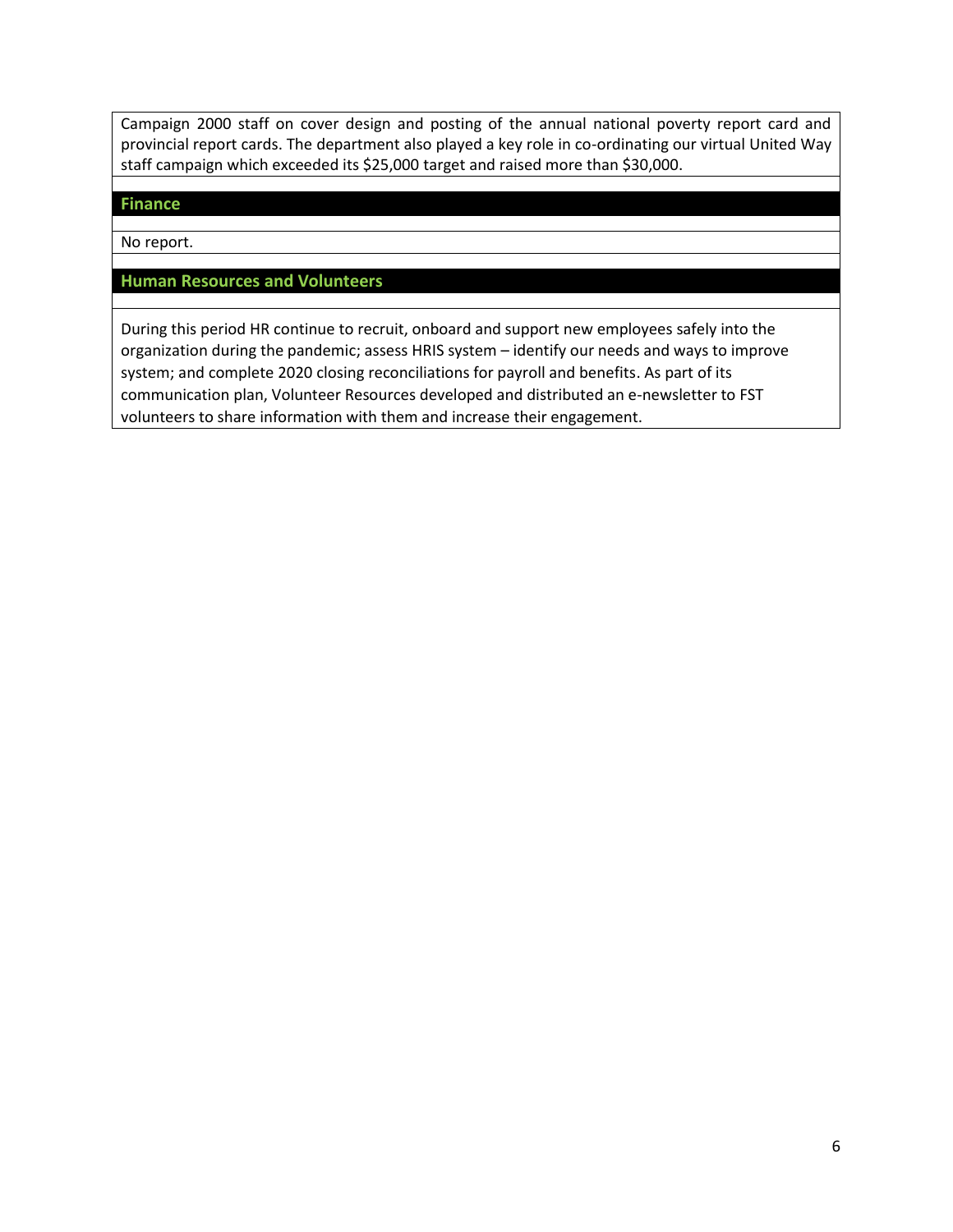Campaign 2000 staff on cover design and posting of the annual national poverty report card and provincial report cards. The department also played a key role in co-ordinating our virtual United Way staff campaign which exceeded its $25,000 target and raised more than $30,000.

## Finance

No report.

## Human Resources and Volunteers

During this period HR continue to recruit, onboard and support new employees safely into the organization during the pandemic; assess HRIS system – identify our needs and ways to improve system; and complete 2020 closing reconciliations for payroll and benefits. As part of its communication plan, Volunteer Resources developed and distributed an e-newsletter to FST volunteers to share information with them and increase their engagement.